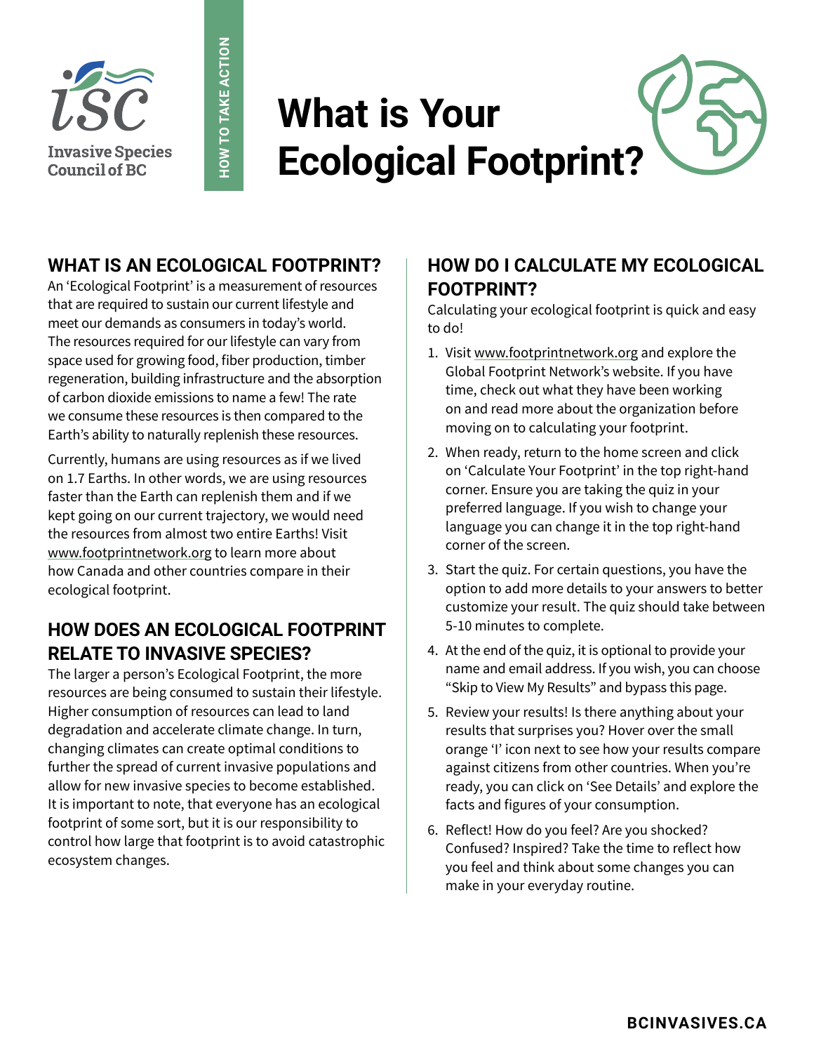Invasive Species Council of BC

HOW TO TAKE ACTION

# What is Your Ecological Footprint?

## WHAT IS AN ECOLOGICAL FOOTPRINT?

An 'Ecological Footprint' is a measurement of resources that are required to sustain our current lifestyle and meet our demands as consumers in today's world. The resources required for our lifestyle can vary from space used for growing food, fiber production, timber regeneration, building infrastructure and the absorption of carbon dioxide emissions to name a few! The rate we consume these resources is then compared to the Earth's ability to naturally replenish these resources.

Currently, humans are using resources as if we lived on 1.7 Earths. In other words, we are using resources faster than the Earth can replenish them and if we kept going on our current trajectory, we would need the resources from almost two entire Earths! Visit www.footprintnetwork.org to learn more about how Canada and other countries compare in their ecological footprint.

## HOW DOES AN ECOLOGICAL FOOTPRINT RELATE TO INVASIVE SPECIES?

The larger a person's Ecological Footprint, the more resources are being consumed to sustain their lifestyle. Higher consumption of resources can lead to land degradation and accelerate climate change. In turn, changing climates can create optimal conditions to further the spread of current invasive populations and allow for new invasive species to become established. It is important to note, that everyone has an ecological footprint of some sort, but it is our responsibility to control how large that footprint is to avoid catastrophic ecosystem changes.

## HOW DO I CALCULATE MY ECOLOGICAL FOOTPRINT?

Calculating your ecological footprint is quick and easy to do!

1. Visit www.footprintnetwork.org and explore the Global Footprint Network's website. If you have time, check out what they have been working on and read more about the organization before moving on to calculating your footprint.
2. When ready, return to the home screen and click on 'Calculate Your Footprint' in the top right-hand corner. Ensure you are taking the quiz in your preferred language. If you wish to change your language you can change it in the top right-hand corner of the screen.
3. Start the quiz. For certain questions, you have the option to add more details to your answers to better customize your result. The quiz should take between 5-10 minutes to complete.
4. At the end of the quiz, it is optional to provide your name and email address. If you wish, you can choose "Skip to View My Results" and bypass this page.
5. Review your results! Is there anything about your results that surprises you? Hover over the small orange 'I' icon next to see how your results compare against citizens from other countries. When you're ready, you can click on 'See Details' and explore the facts and figures of your consumption.
6. Reflect! How do you feel? Are you shocked? Confused? Inspired? Take the time to reflect how you feel and think about some changes you can make in your everyday routine.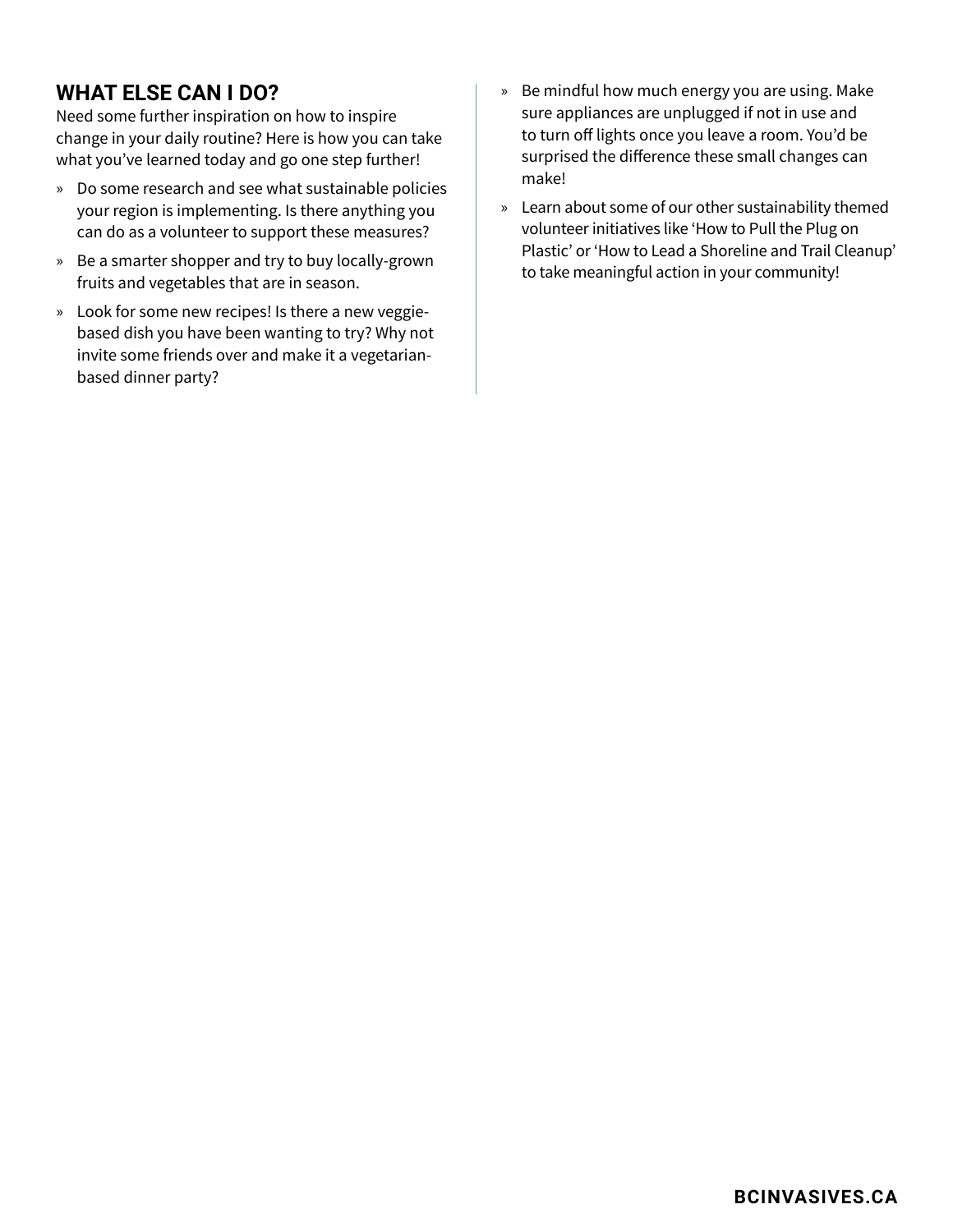## WHAT ELSE CAN I DO?

Need some further inspiration on how to inspire change in your daily routine? Here is how you can take what you've learned today and go one step further!

- Do some research and see what sustainable policies your region is implementing. Is there anything you can do as a volunteer to support these measures?
- Be a smarter shopper and try to buy locally-grown fruits and vegetables that are in season.
- Look for some new recipes! Is there a new veggie-based dish you have been wanting to try? Why not invite some friends over and make it a vegetarian-based dinner party?
- Be mindful how much energy you are using. Make sure appliances are unplugged if not in use and to turn off lights once you leave a room. You'd be surprised the difference these small changes can make!
- Learn about some of our other sustainability themed volunteer initiatives like 'How to Pull the Plug on Plastic' or 'How to Lead a Shoreline and Trail Cleanup' to take meaningful action in your community!

**BCINVASIVES.CA**